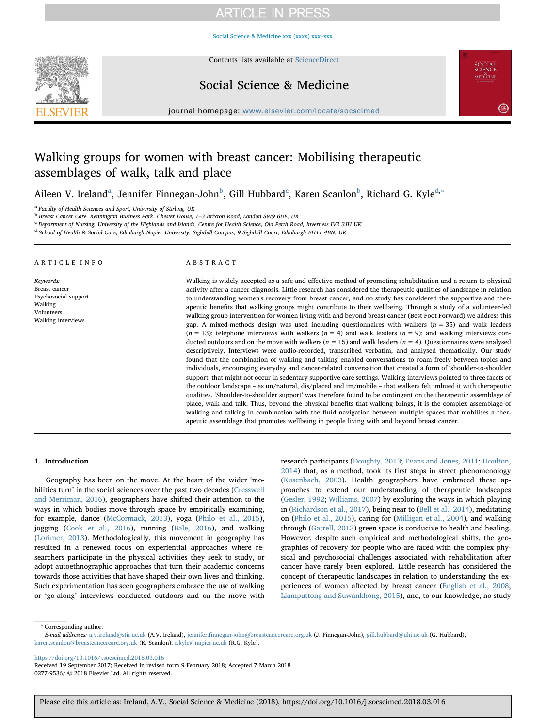# Walking groups for women with breast cancer: Mobilising therapeutic assemblages of walk, talk and place

Aileen V. Ireland[a], Jennifer Finnegan-John[b], Gill Hubbard[c], Karen Scanlon[b], Richard G. Kyle[d,*]

[a] Faculty of Health Sciences and Sport, University of Stirling, UK
[b] Breast Cancer Care, Kennington Business Park, Chester House, 1–3 Brixton Road, London SW9 6DE, UK
[c] Department of Nursing, University of the Highlands and Islands, Centre for Health Science, Old Perth Road, Inverness IV2 3JH UK
[d] School of Health & Social Care, Edinburgh Napier University, Sighthill Campus, 9 Sighthill Court, Edinburgh EH11 4BN, UK

## ARTICLE INFO

*Keywords:*
Breast cancer
Psychosocial support
Walking
Volunteers
Walking interviews

## ABSTRACT

Walking is widely accepted as a safe and effective method of promoting rehabilitation and a return to physical activity after a cancer diagnosis. Little research has considered the therapeutic qualities of landscape in relation to understanding women's recovery from breast cancer, and no study has considered the supportive and therapeutic benefits that walking groups might contribute to their wellbeing. Through a study of a volunteer-led walking group intervention for women living with and beyond breast cancer (Best Foot Forward) we address this gap. A mixed-methods design was used including questionnaires with walkers ($n = 35$) and walk leaders ($n = 13$); telephone interviews with walkers ($n = 4$) and walk leaders ($n = 9$); and walking interviews conducted outdoors and on the move with walkers ($n = 15$) and walk leaders ($n = 4$). Questionnaires were analysed descriptively. Interviews were audio-recorded, transcribed verbatim, and analysed thematically. Our study found that the combination of walking and talking enabled conversations to roam freely between topics and individuals, encouraging everyday and cancer-related conversation that created a form of 'shoulder-to-shoulder support' that might not occur in sedentary supportive care settings. Walking interviews pointed to three facets of the outdoor landscape – as un/natural, dis/placed and im/mobile – that walkers felt imbued it with therapeutic qualities. 'Shoulder-to-shoulder support' was therefore found to be contingent on the therapeutic assemblage of place, walk and talk. Thus, beyond the physical benefits that walking brings, it is the complex assemblage of walking and talking in combination with the fluid navigation between multiple spaces that mobilises a therapeutic assemblage that promotes wellbeing in people living with and beyond breast cancer.

## 1. Introduction

Geography has been on the move. At the heart of the wider 'mobilities turn' in the social sciences over the past two decades (Cresswell and Merriman, 2016), geographers have shifted their attention to the ways in which bodies move through space by empirically examining, for example, dance (McCormack, 2013), yoga (Philo et al., 2015), jogging (Cook et al., 2016), running (Bale, 2016), and walking (Lorimer, 2013). Methodologically, this movement in geography has resulted in a renewed focus on experiential approaches where researchers participate in the physical activities they seek to study, or adopt autoethnographic approaches that turn their academic concerns towards those activities that have shaped their own lives and thinking. Such experimentation has seen geographers embrace the use of walking or 'go-along' interviews conducted outdoors and on the move with research participants (Doughty, 2013; Evans and Jones, 2011; Houlton, 2014) that, as a method, took its first steps in street phenomenology (Kusenbach, 2003). Health geographers have embraced these approaches to extend our understanding of therapeutic landscapes (Gesler, 1992; Williams, 2007) by exploring the ways in which playing in (Richardson et al., 2017), being near to (Bell et al., 2014), meditating on (Philo et al., 2015), caring for (Milligan et al., 2004), and walking through (Gatrell, 2013) green space is conducive to health and healing. However, despite such empirical and methodological shifts, the geographies of recovery for people who are faced with the complex physical and psychosocial challenges associated with rehabilitation after cancer have rarely been explored. Little research has considered the concept of therapeutic landscapes in relation to understanding the experiences of women affected by breast cancer (English et al., 2008; Liamputtong and Suwankhong, 2015), and, to our knowledge, no study

\* Corresponding author.
*E-mail addresses:* a.v.ireland@stir.ac.uk (A.V. Ireland), jennifer.finnegan-john@breastcancercare.org.uk (J. Finnegan-John), gill.hubbard@uhi.ac.uk (G. Hubbard), karen.scanlon@breastcancercare.org.uk (K. Scanlon), r.kyle@napier.ac.uk (R.G. Kyle).

https://doi.org/10.1016/j.socscimed.2018.03.016
Received 19 September 2017; Received in revised form 9 February 2018; Accepted 7 March 2018
0277-9536/ © 2018 Elsevier Ltd. All rights reserved.

Please cite this article as: Ireland, A.V., Social Science & Medicine (2018), https://doi.org/10.1016/j.socscimed.2018.03.016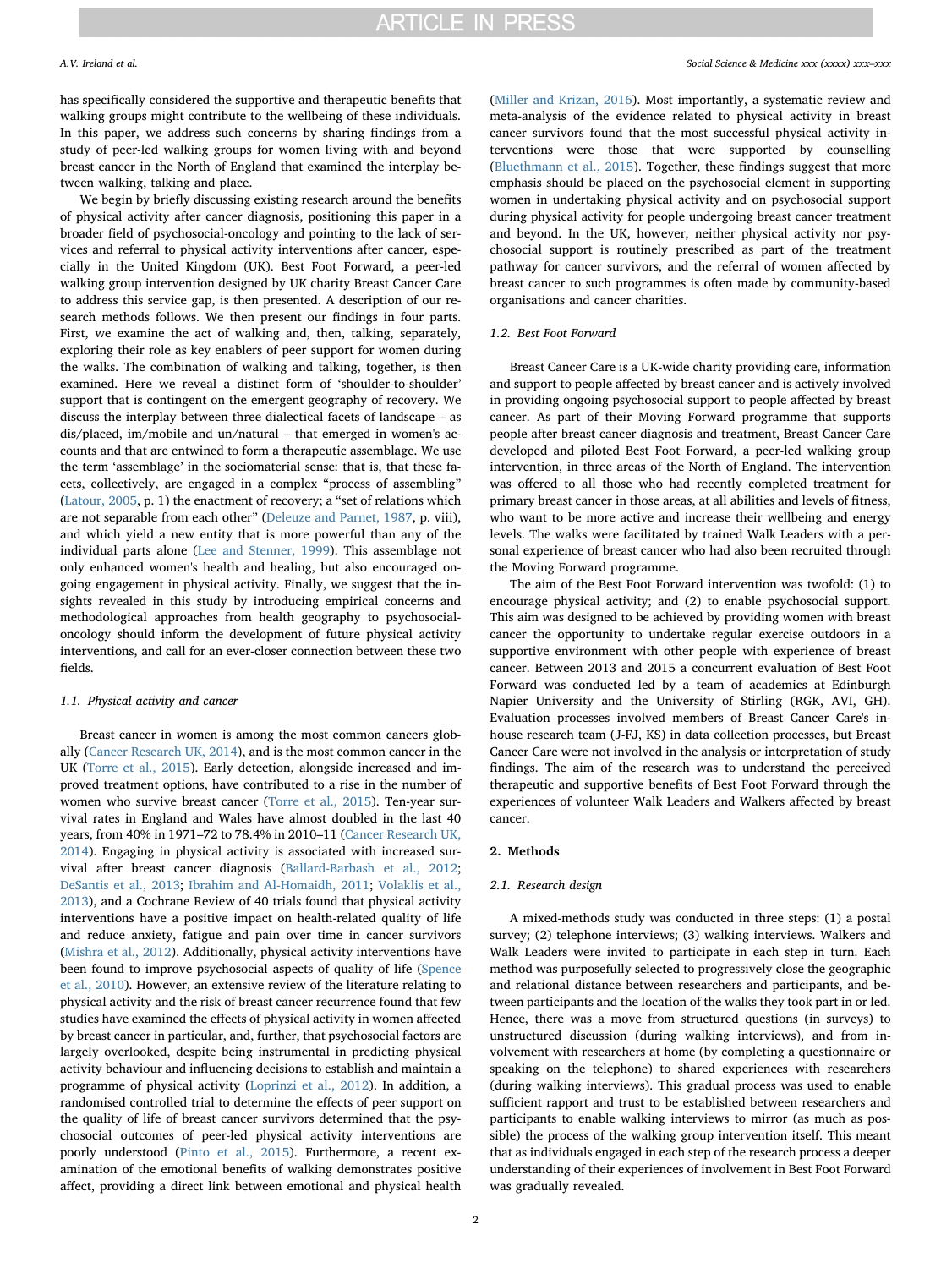has specifically considered the supportive and therapeutic benefits that walking groups might contribute to the wellbeing of these individuals. In this paper, we address such concerns by sharing findings from a study of peer-led walking groups for women living with and beyond breast cancer in the North of England that examined the interplay between walking, talking and place.

We begin by briefly discussing existing research around the benefits of physical activity after cancer diagnosis, positioning this paper in a broader field of psychosocial-oncology and pointing to the lack of services and referral to physical activity interventions after cancer, especially in the United Kingdom (UK). Best Foot Forward, a peer-led walking group intervention designed by UK charity Breast Cancer Care to address this service gap, is then presented. A description of our research methods follows. We then present our findings in four parts. First, we examine the act of walking and, then, talking, separately, exploring their role as key enablers of peer support for women during the walks. The combination of walking and talking, together, is then examined. Here we reveal a distinct form of 'shoulder-to-shoulder' support that is contingent on the emergent geography of recovery. We discuss the interplay between three dialectical facets of landscape – as dis/placed, im/mobile and un/natural – that emerged in women's accounts and that are entwined to form a therapeutic assemblage. We use the term 'assemblage' in the sociomaterial sense: that is, that these facets, collectively, are engaged in a complex "process of assembling" (Latour, 2005, p. 1) the enactment of recovery; a "set of relations which are not separable from each other" (Deleuze and Parnet, 1987, p. viii), and which yield a new entity that is more powerful than any of the individual parts alone (Lee and Stenner, 1999). This assemblage not only enhanced women's health and healing, but also encouraged ongoing engagement in physical activity. Finally, we suggest that the insights revealed in this study by introducing empirical concerns and methodological approaches from health geography to psychosocial-oncology should inform the development of future physical activity interventions, and call for an ever-closer connection between these two fields.

### 1.1. Physical activity and cancer

Breast cancer in women is among the most common cancers globally (Cancer Research UK, 2014), and is the most common cancer in the UK (Torre et al., 2015). Early detection, alongside increased and improved treatment options, have contributed to a rise in the number of women who survive breast cancer (Torre et al., 2015). Ten-year survival rates in England and Wales have almost doubled in the last 40 years, from 40% in 1971–72 to 78.4% in 2010–11 (Cancer Research UK, 2014). Engaging in physical activity is associated with increased survival after breast cancer diagnosis (Ballard-Barbash et al., 2012; DeSantis et al., 2013; Ibrahim and Al-Homaidh, 2011; Volaklis et al., 2013), and a Cochrane Review of 40 trials found that physical activity interventions have a positive impact on health-related quality of life and reduce anxiety, fatigue and pain over time in cancer survivors (Mishra et al., 2012). Additionally, physical activity interventions have been found to improve psychosocial aspects of quality of life (Spence et al., 2010). However, an extensive review of the literature relating to physical activity and the risk of breast cancer recurrence found that few studies have examined the effects of physical activity in women affected by breast cancer in particular, and, further, that psychosocial factors are largely overlooked, despite being instrumental in predicting physical activity behaviour and influencing decisions to establish and maintain a programme of physical activity (Loprinzi et al., 2012). In addition, a randomised controlled trial to determine the effects of peer support on the quality of life of breast cancer survivors determined that the psychosocial outcomes of peer-led physical activity interventions are poorly understood (Pinto et al., 2015). Furthermore, a recent examination of the emotional benefits of walking demonstrates positive affect, providing a direct link between emotional and physical health (Miller and Krizan, 2016). Most importantly, a systematic review and meta-analysis of the evidence related to physical activity in breast cancer survivors found that the most successful physical activity interventions were those that were supported by counselling (Bluethmann et al., 2015). Together, these findings suggest that more emphasis should be placed on the psychosocial element in supporting women in undertaking physical activity and on psychosocial support during physical activity for people undergoing breast cancer treatment and beyond. In the UK, however, neither physical activity nor psychosocial support is routinely prescribed as part of the treatment pathway for cancer survivors, and the referral of women affected by breast cancer to such programmes is often made by community-based organisations and cancer charities.

### 1.2. Best Foot Forward

Breast Cancer Care is a UK-wide charity providing care, information and support to people affected by breast cancer and is actively involved in providing ongoing psychosocial support to people affected by breast cancer. As part of their Moving Forward programme that supports people after breast cancer diagnosis and treatment, Breast Cancer Care developed and piloted Best Foot Forward, a peer-led walking group intervention, in three areas of the North of England. The intervention was offered to all those who had recently completed treatment for primary breast cancer in those areas, at all abilities and levels of fitness, who want to be more active and increase their wellbeing and energy levels. The walks were facilitated by trained Walk Leaders with a personal experience of breast cancer who had also been recruited through the Moving Forward programme.

The aim of the Best Foot Forward intervention was twofold: (1) to encourage physical activity; and (2) to enable psychosocial support. This aim was designed to be achieved by providing women with breast cancer the opportunity to undertake regular exercise outdoors in a supportive environment with other people with experience of breast cancer. Between 2013 and 2015 a concurrent evaluation of Best Foot Forward was conducted led by a team of academics at Edinburgh Napier University and the University of Stirling (RGK, AVI, GH). Evaluation processes involved members of Breast Cancer Care's in-house research team (J-FJ, KS) in data collection processes, but Breast Cancer Care were not involved in the analysis or interpretation of study findings. The aim of the research was to understand the perceived therapeutic and supportive benefits of Best Foot Forward through the experiences of volunteer Walk Leaders and Walkers affected by breast cancer.

## 2. Methods

### 2.1. Research design

A mixed-methods study was conducted in three steps: (1) a postal survey; (2) telephone interviews; (3) walking interviews. Walkers and Walk Leaders were invited to participate in each step in turn. Each method was purposefully selected to progressively close the geographic and relational distance between researchers and participants, and between participants and the location of the walks they took part in or led. Hence, there was a move from structured questions (in surveys) to unstructured discussion (during walking interviews), and from involvement with researchers at home (by completing a questionnaire or speaking on the telephone) to shared experiences with researchers (during walking interviews). This gradual process was used to enable sufficient rapport and trust to be established between researchers and participants to enable walking interviews to mirror (as much as possible) the process of the walking group intervention itself. This meant that as individuals engaged in each step of the research process a deeper understanding of their experiences of involvement in Best Foot Forward was gradually revealed.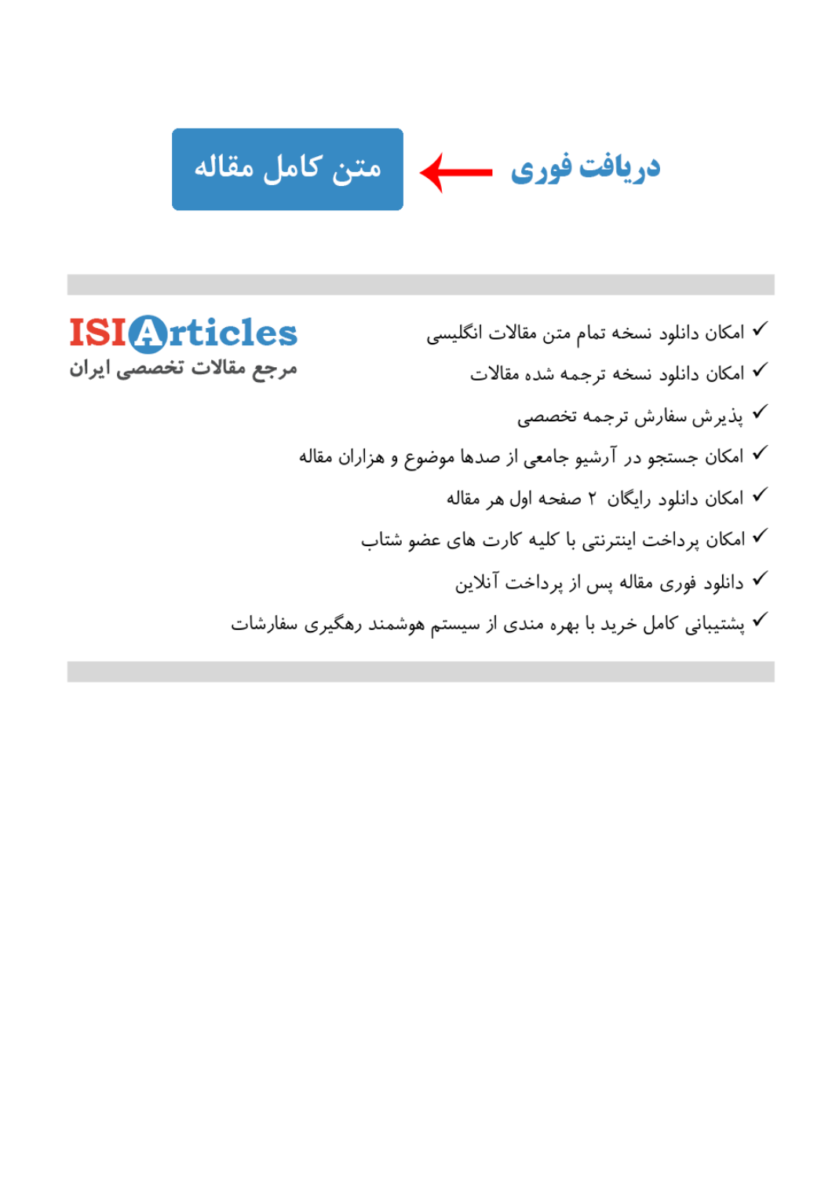**دریافت فوری** ← **متن کامل مقاله**

**ISIArticles**
مرجع مقالات تخصصی ایران

- ✓ امکان دانلود نسخه تمام متن مقالات انگلیسی
- ✓ امکان دانلود نسخه ترجمه شده مقالات
- ✓ پذیرش سفارش ترجمه تخصصی
- ✓ امکان جستجو در آرشیو جامعی از صدها موضوع و هزاران مقاله
- ✓ امکان دانلود رایگان ۲ صفحه اول هر مقاله
- ✓ امکان پرداخت اینترنتی با کلیه کارت های عضو شتاب
- ✓ دانلود فوری مقاله پس از پرداخت آنلاین
- ✓ پشتیبانی کامل خرید با بهره مندی از سیستم هوشمند رهگیری سفارشات